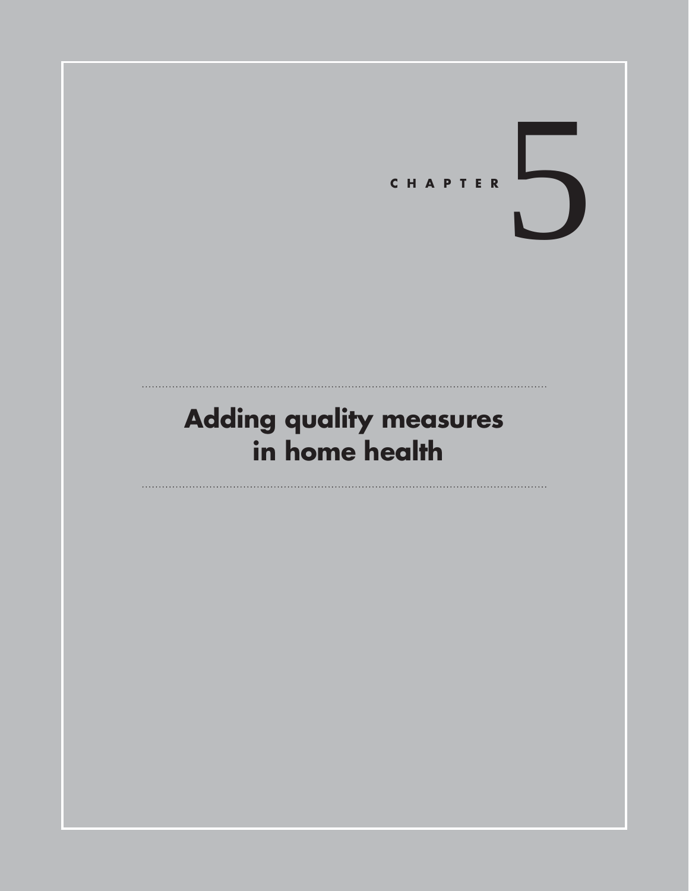# CHAPTER 5

## Adding quality measures in home health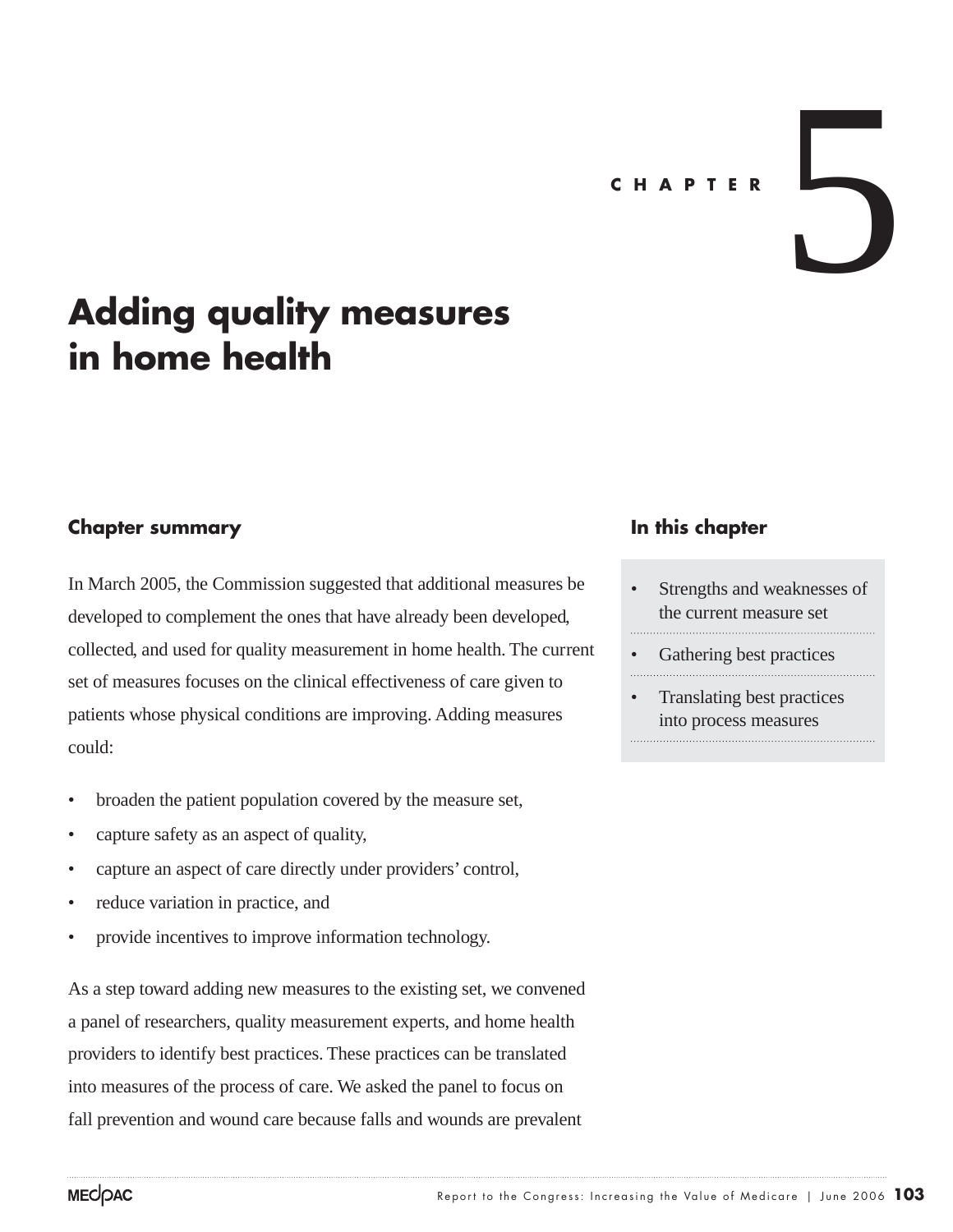CHAPTER 5

# Adding quality measures in home health

## Chapter summary

In March 2005, the Commission suggested that additional measures be developed to complement the ones that have already been developed, collected, and used for quality measurement in home health. The current set of measures focuses on the clinical effectiveness of care given to patients whose physical conditions are improving. Adding measures could:

- broaden the patient population covered by the measure set,
- capture safety as an aspect of quality,
- capture an aspect of care directly under providers' control,
- reduce variation in practice, and
- provide incentives to improve information technology.

As a step toward adding new measures to the existing set, we convened a panel of researchers, quality measurement experts, and home health providers to identify best practices. These practices can be translated into measures of the process of care. We asked the panel to focus on fall prevention and wound care because falls and wounds are prevalent

## In this chapter

- Strengths and weaknesses of the current measure set
- Gathering best practices
- Translating best practices into process measures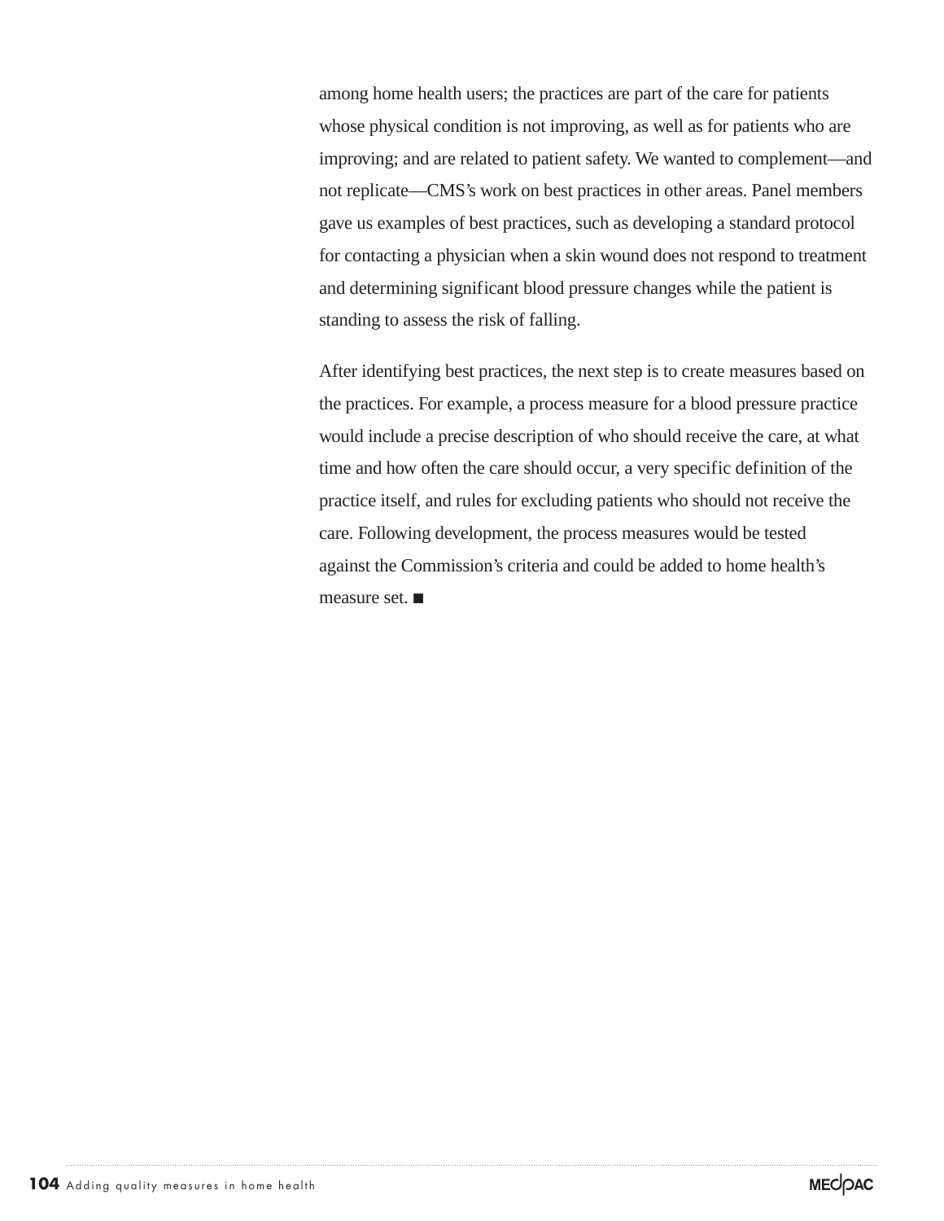among home health users; the practices are part of the care for patients whose physical condition is not improving, as well as for patients who are improving; and are related to patient safety. We wanted to complement—and not replicate—CMS's work on best practices in other areas. Panel members gave us examples of best practices, such as developing a standard protocol for contacting a physician when a skin wound does not respond to treatment and determining significant blood pressure changes while the patient is standing to assess the risk of falling.

After identifying best practices, the next step is to create measures based on the practices. For example, a process measure for a blood pressure practice would include a precise description of who should receive the care, at what time and how often the care should occur, a very specific definition of the practice itself, and rules for excluding patients who should not receive the care. Following development, the process measures would be tested against the Commission's criteria and could be added to home health's measure set. ■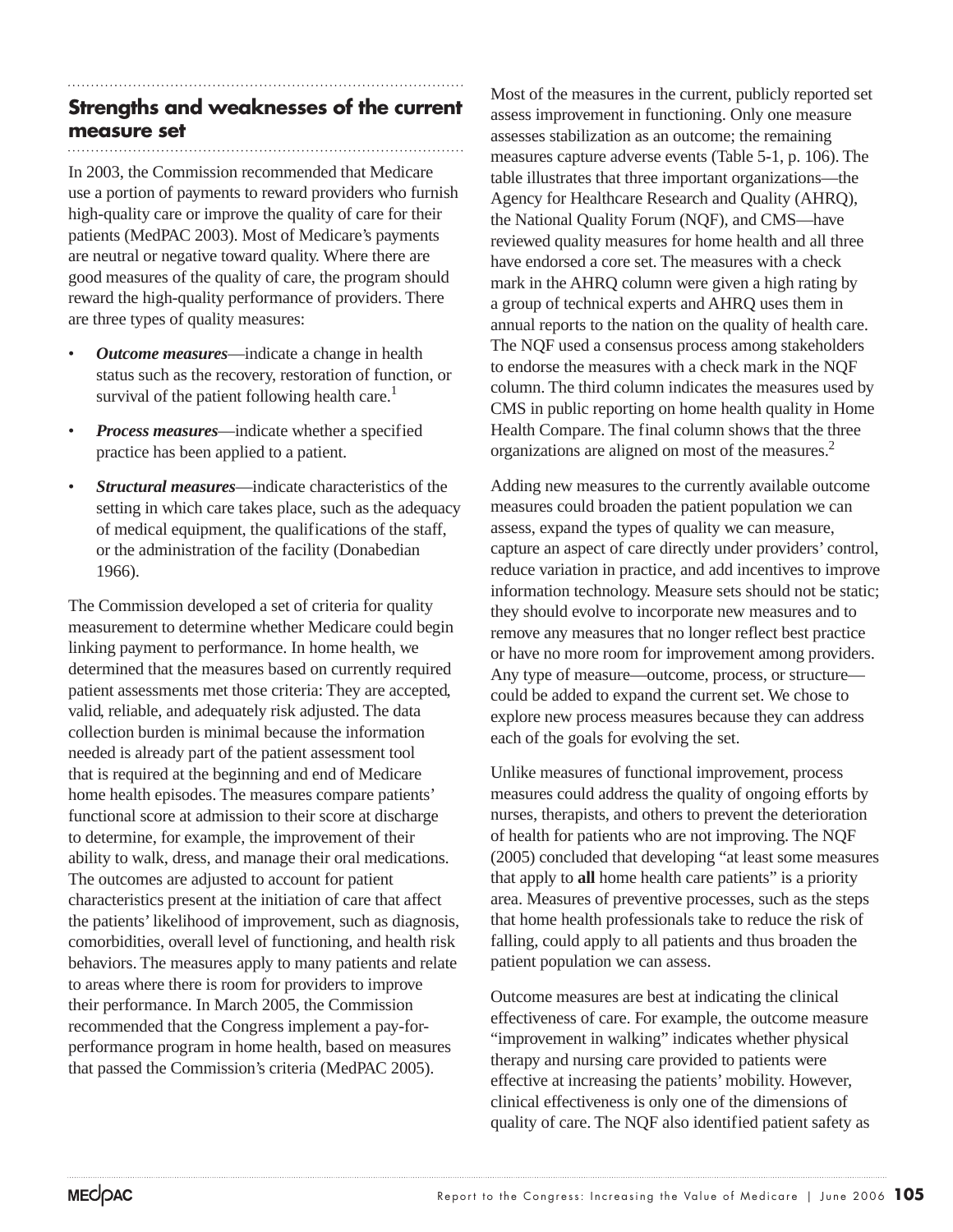## Strengths and weaknesses of the current measure set

In 2003, the Commission recommended that Medicare use a portion of payments to reward providers who furnish high-quality care or improve the quality of care for their patients (MedPAC 2003). Most of Medicare's payments are neutral or negative toward quality. Where there are good measures of the quality of care, the program should reward the high-quality performance of providers. There are three types of quality measures:

- ***Outcome measures***—indicate a change in health status such as the recovery, restoration of function, or survival of the patient following health care.[1]
- ***Process measures***—indicate whether a specified practice has been applied to a patient.
- ***Structural measures***—indicate characteristics of the setting in which care takes place, such as the adequacy of medical equipment, the qualifications of the staff, or the administration of the facility (Donabedian 1966).

The Commission developed a set of criteria for quality measurement to determine whether Medicare could begin linking payment to performance. In home health, we determined that the measures based on currently required patient assessments met those criteria: They are accepted, valid, reliable, and adequately risk adjusted. The data collection burden is minimal because the information needed is already part of the patient assessment tool that is required at the beginning and end of Medicare home health episodes. The measures compare patients' functional score at admission to their score at discharge to determine, for example, the improvement of their ability to walk, dress, and manage their oral medications. The outcomes are adjusted to account for patient characteristics present at the initiation of care that affect the patients' likelihood of improvement, such as diagnosis, comorbidities, overall level of functioning, and health risk behaviors. The measures apply to many patients and relate to areas where there is room for providers to improve their performance. In March 2005, the Commission recommended that the Congress implement a pay-for-performance program in home health, based on measures that passed the Commission's criteria (MedPAC 2005).

Most of the measures in the current, publicly reported set assess improvement in functioning. Only one measure assesses stabilization as an outcome; the remaining measures capture adverse events (Table 5-1, p. 106). The table illustrates that three important organizations—the Agency for Healthcare Research and Quality (AHRQ), the National Quality Forum (NQF), and CMS—have reviewed quality measures for home health and all three have endorsed a core set. The measures with a check mark in the AHRQ column were given a high rating by a group of technical experts and AHRQ uses them in annual reports to the nation on the quality of health care. The NQF used a consensus process among stakeholders to endorse the measures with a check mark in the NQF column. The third column indicates the measures used by CMS in public reporting on home health quality in Home Health Compare. The final column shows that the three organizations are aligned on most of the measures.[2]

Adding new measures to the currently available outcome measures could broaden the patient population we can assess, expand the types of quality we can measure, capture an aspect of care directly under providers' control, reduce variation in practice, and add incentives to improve information technology. Measure sets should not be static; they should evolve to incorporate new measures and to remove any measures that no longer reflect best practice or have no more room for improvement among providers. Any type of measure—outcome, process, or structure—could be added to expand the current set. We chose to explore new process measures because they can address each of the goals for evolving the set.

Unlike measures of functional improvement, process measures could address the quality of ongoing efforts by nurses, therapists, and others to prevent the deterioration of health for patients who are not improving. The NQF (2005) concluded that developing "at least some measures that apply to **all** home health care patients" is a priority area. Measures of preventive processes, such as the steps that home health professionals take to reduce the risk of falling, could apply to all patients and thus broaden the patient population we can assess.

Outcome measures are best at indicating the clinical effectiveness of care. For example, the outcome measure "improvement in walking" indicates whether physical therapy and nursing care provided to patients were effective at increasing the patients' mobility. However, clinical effectiveness is only one of the dimensions of quality of care. The NQF also identified patient safety as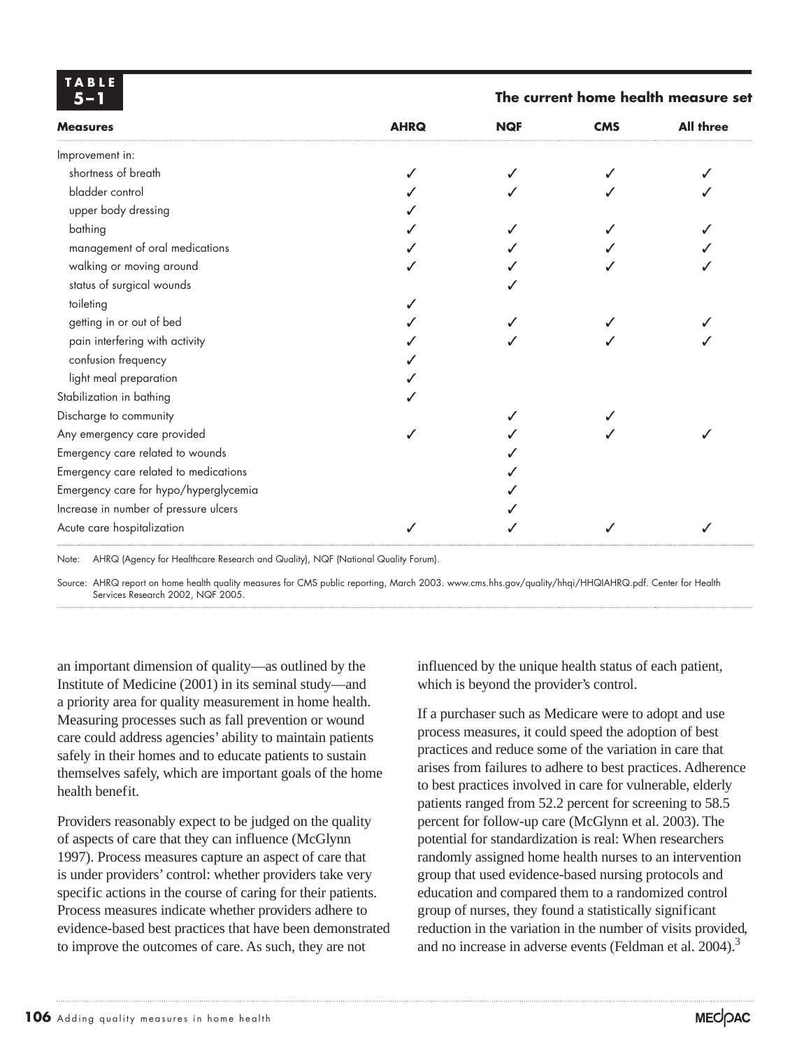**TABLE 5–1 The current home health measure set**

| Measures | AHRQ | NQF | CMS | All three |
|---|---|---|---|---|
| Improvement in: | | | | |
| shortness of breath | ✓ | ✓ | ✓ | ✓ |
| bladder control | ✓ | ✓ | ✓ | ✓ |
| upper body dressing | ✓ | | | |
| bathing | ✓ | ✓ | ✓ | ✓ |
| management of oral medications | ✓ | ✓ | ✓ | ✓ |
| walking or moving around | ✓ | ✓ | ✓ | ✓ |
| status of surgical wounds | | ✓ | | |
| toileting | ✓ | | | |
| getting in or out of bed | ✓ | ✓ | ✓ | ✓ |
| pain interfering with activity | ✓ | ✓ | ✓ | ✓ |
| confusion frequency | ✓ | | | |
| light meal preparation | ✓ | | | |
| Stabilization in bathing | ✓ | | | |
| Discharge to community | | ✓ | ✓ | |
| Any emergency care provided | ✓ | ✓ | ✓ | ✓ |
| Emergency care related to wounds | | ✓ | | |
| Emergency care related to medications | | ✓ | | |
| Emergency care for hypo/hyperglycemia | | ✓ | | |
| Increase in number of pressure ulcers | | ✓ | | |
| Acute care hospitalization | ✓ | ✓ | ✓ | ✓ |

Note: AHRQ (Agency for Healthcare Research and Quality), NQF (National Quality Forum).

Source: AHRQ report on home health quality measures for CMS public reporting, March 2003. www.cms.hhs.gov/quality/hhqi/HHQIAHRQ.pdf. Center for Health Services Research 2002, NQF 2005.

an important dimension of quality—as outlined by the Institute of Medicine (2001) in its seminal study—and a priority area for quality measurement in home health. Measuring processes such as fall prevention or wound care could address agencies' ability to maintain patients safely in their homes and to educate patients to sustain themselves safely, which are important goals of the home health benefit.

Providers reasonably expect to be judged on the quality of aspects of care that they can influence (McGlynn 1997). Process measures capture an aspect of care that is under providers' control: whether providers take very specific actions in the course of caring for their patients. Process measures indicate whether providers adhere to evidence-based best practices that have been demonstrated to improve the outcomes of care. As such, they are not influenced by the unique health status of each patient, which is beyond the provider's control.

If a purchaser such as Medicare were to adopt and use process measures, it could speed the adoption of best practices and reduce some of the variation in care that arises from failures to adhere to best practices. Adherence to best practices involved in care for vulnerable, elderly patients ranged from 52.2 percent for screening to 58.5 percent for follow-up care (McGlynn et al. 2003). The potential for standardization is real: When researchers randomly assigned home health nurses to an intervention group that used evidence-based nursing protocols and education and compared them to a randomized control group of nurses, they found a statistically significant reduction in the variation in the number of visits provided, and no increase in adverse events (Feldman et al. 2004).[3]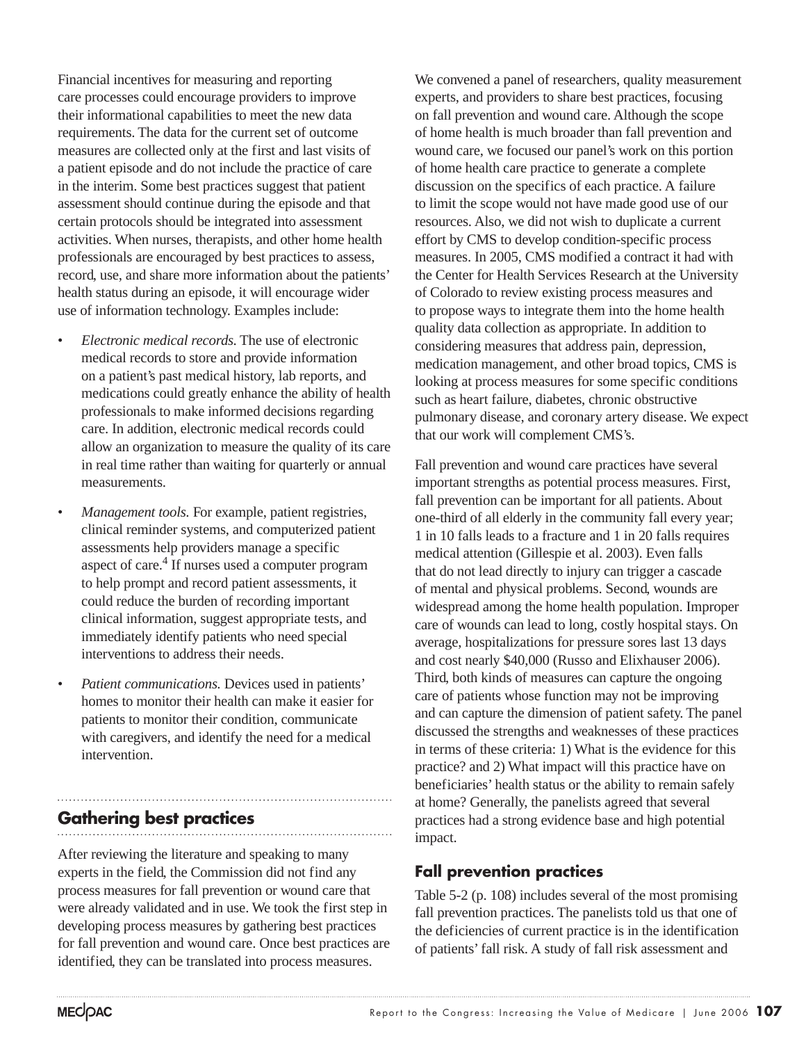Financial incentives for measuring and reporting care processes could encourage providers to improve their informational capabilities to meet the new data requirements. The data for the current set of outcome measures are collected only at the first and last visits of a patient episode and do not include the practice of care in the interim. Some best practices suggest that patient assessment should continue during the episode and that certain protocols should be integrated into assessment activities. When nurses, therapists, and other home health professionals are encouraged by best practices to assess, record, use, and share more information about the patients' health status during an episode, it will encourage wider use of information technology. Examples include:

- *Electronic medical records.* The use of electronic medical records to store and provide information on a patient's past medical history, lab reports, and medications could greatly enhance the ability of health professionals to make informed decisions regarding care. In addition, electronic medical records could allow an organization to measure the quality of its care in real time rather than waiting for quarterly or annual measurements.
- *Management tools.* For example, patient registries, clinical reminder systems, and computerized patient assessments help providers manage a specific aspect of care.[4] If nurses used a computer program to help prompt and record patient assessments, it could reduce the burden of recording important clinical information, suggest appropriate tests, and immediately identify patients who need special interventions to address their needs.
- *Patient communications.* Devices used in patients' homes to monitor their health can make it easier for patients to monitor their condition, communicate with caregivers, and identify the need for a medical intervention.

## Gathering best practices

After reviewing the literature and speaking to many experts in the field, the Commission did not find any process measures for fall prevention or wound care that were already validated and in use. We took the first step in developing process measures by gathering best practices for fall prevention and wound care. Once best practices are identified, they can be translated into process measures.

We convened a panel of researchers, quality measurement experts, and providers to share best practices, focusing on fall prevention and wound care. Although the scope of home health is much broader than fall prevention and wound care, we focused our panel's work on this portion of home health care practice to generate a complete discussion on the specifics of each practice. A failure to limit the scope would not have made good use of our resources. Also, we did not wish to duplicate a current effort by CMS to develop condition-specific process measures. In 2005, CMS modified a contract it had with the Center for Health Services Research at the University of Colorado to review existing process measures and to propose ways to integrate them into the home health quality data collection as appropriate. In addition to considering measures that address pain, depression, medication management, and other broad topics, CMS is looking at process measures for some specific conditions such as heart failure, diabetes, chronic obstructive pulmonary disease, and coronary artery disease. We expect that our work will complement CMS's.

Fall prevention and wound care practices have several important strengths as potential process measures. First, fall prevention can be important for all patients. About one-third of all elderly in the community fall every year; 1 in 10 falls leads to a fracture and 1 in 20 falls requires medical attention (Gillespie et al. 2003). Even falls that do not lead directly to injury can trigger a cascade of mental and physical problems. Second, wounds are widespread among the home health population. Improper care of wounds can lead to long, costly hospital stays. On average, hospitalizations for pressure sores last 13 days and cost nearly $40,000 (Russo and Elixhauser 2006). Third, both kinds of measures can capture the ongoing care of patients whose function may not be improving and can capture the dimension of patient safety. The panel discussed the strengths and weaknesses of these practices in terms of these criteria: 1) What is the evidence for this practice? and 2) What impact will this practice have on beneficiaries' health status or the ability to remain safely at home? Generally, the panelists agreed that several practices had a strong evidence base and high potential impact.

### Fall prevention practices

Table 5-2 (p. 108) includes several of the most promising fall prevention practices. The panelists told us that one of the deficiencies of current practice is in the identification of patients' fall risk. A study of fall risk assessment and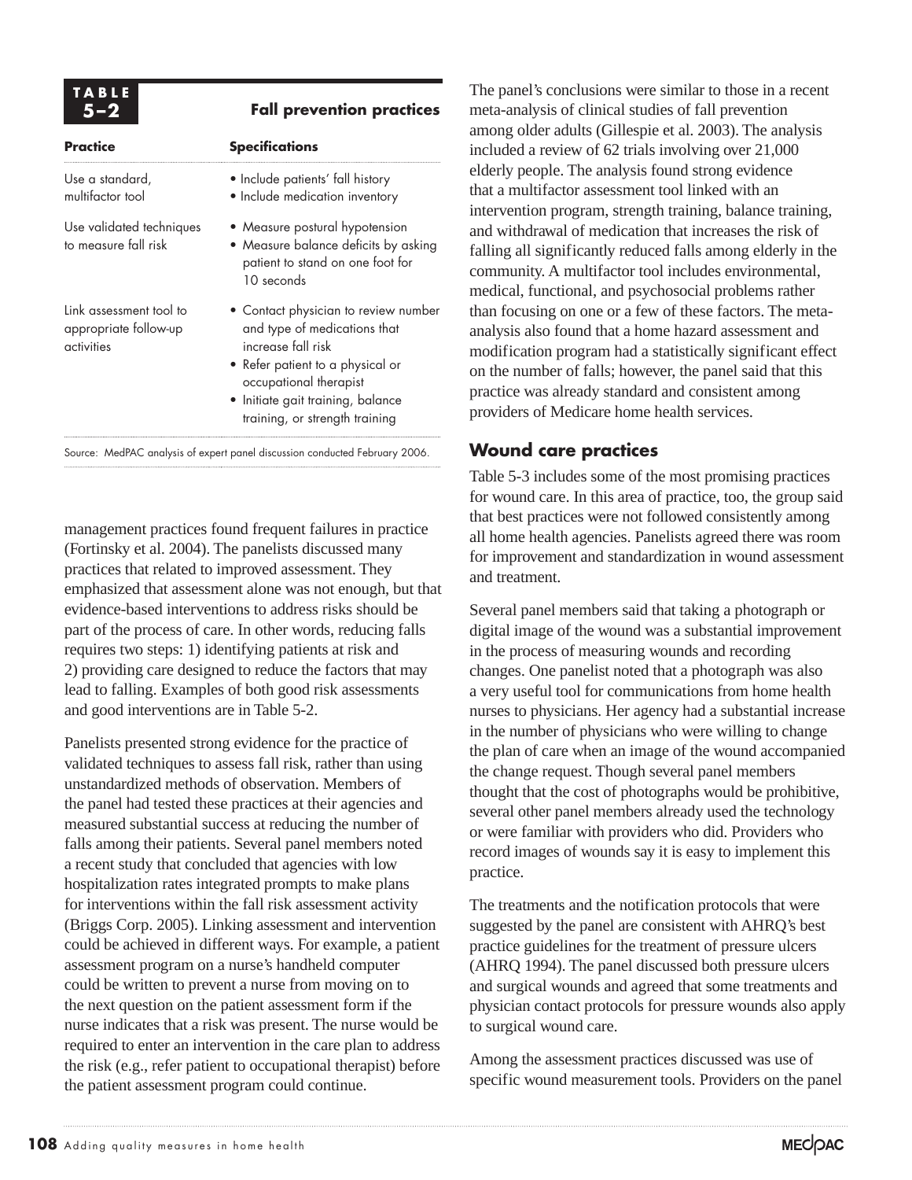**TABLE 5–2**

**Fall prevention practices**

| Practice | Specifications |
| --- | --- |
| Use a standard, multifactor tool | • Include patients' fall history<br>• Include medication inventory |
| Use validated techniques to measure fall risk | • Measure postural hypotension<br>• Measure balance deficits by asking patient to stand on one foot for 10 seconds |
| Link assessment tool to appropriate follow-up activities | • Contact physician to review number and type of medications that increase fall risk<br>• Refer patient to a physical or occupational therapist<br>• Initiate gait training, balance training, or strength training |

Source: MedPAC analysis of expert panel discussion conducted February 2006.

management practices found frequent failures in practice (Fortinsky et al. 2004). The panelists discussed many practices that related to improved assessment. They emphasized that assessment alone was not enough, but that evidence-based interventions to address risks should be part of the process of care. In other words, reducing falls requires two steps: 1) identifying patients at risk and 2) providing care designed to reduce the factors that may lead to falling. Examples of both good risk assessments and good interventions are in Table 5-2.

Panelists presented strong evidence for the practice of validated techniques to assess fall risk, rather than using unstandardized methods of observation. Members of the panel had tested these practices at their agencies and measured substantial success at reducing the number of falls among their patients. Several panel members noted a recent study that concluded that agencies with low hospitalization rates integrated prompts to make plans for interventions within the fall risk assessment activity (Briggs Corp. 2005). Linking assessment and intervention could be achieved in different ways. For example, a patient assessment program on a nurse's handheld computer could be written to prevent a nurse from moving on to the next question on the patient assessment form if the nurse indicates that a risk was present. The nurse would be required to enter an intervention in the care plan to address the risk (e.g., refer patient to occupational therapist) before the patient assessment program could continue.

The panel's conclusions were similar to those in a recent meta-analysis of clinical studies of fall prevention among older adults (Gillespie et al. 2003). The analysis included a review of 62 trials involving over 21,000 elderly people. The analysis found strong evidence that a multifactor assessment tool linked with an intervention program, strength training, balance training, and withdrawal of medication that increases the risk of falling all significantly reduced falls among elderly in the community. A multifactor tool includes environmental, medical, functional, and psychosocial problems rather than focusing on one or a few of these factors. The meta-analysis also found that a home hazard assessment and modification program had a statistically significant effect on the number of falls; however, the panel said that this practice was already standard and consistent among providers of Medicare home health services.

## Wound care practices

Table 5-3 includes some of the most promising practices for wound care. In this area of practice, too, the group said that best practices were not followed consistently among all home health agencies. Panelists agreed there was room for improvement and standardization in wound assessment and treatment.

Several panel members said that taking a photograph or digital image of the wound was a substantial improvement in the process of measuring wounds and recording changes. One panelist noted that a photograph was also a very useful tool for communications from home health nurses to physicians. Her agency had a substantial increase in the number of physicians who were willing to change the plan of care when an image of the wound accompanied the change request. Though several panel members thought that the cost of photographs would be prohibitive, several other panel members already used the technology or were familiar with providers who did. Providers who record images of wounds say it is easy to implement this practice.

The treatments and the notification protocols that were suggested by the panel are consistent with AHRQ's best practice guidelines for the treatment of pressure ulcers (AHRQ 1994). The panel discussed both pressure ulcers and surgical wounds and agreed that some treatments and physician contact protocols for pressure wounds also apply to surgical wound care.

Among the assessment practices discussed was use of specific wound measurement tools. Providers on the panel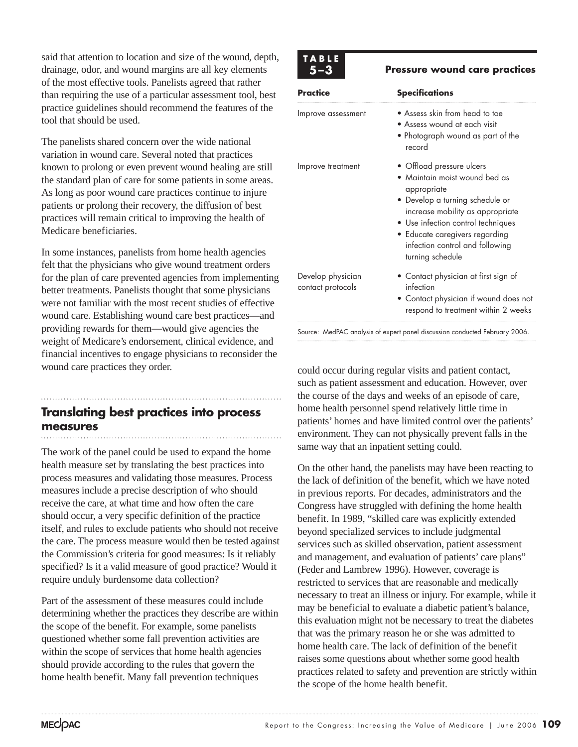said that attention to location and size of the wound, depth, drainage, odor, and wound margins are all key elements of the most effective tools. Panelists agreed that rather than requiring the use of a particular assessment tool, best practice guidelines should recommend the features of the tool that should be used.

The panelists shared concern over the wide national variation in wound care. Several noted that practices known to prolong or even prevent wound healing are still the standard plan of care for some patients in some areas. As long as poor wound care practices continue to injure patients or prolong their recovery, the diffusion of best practices will remain critical to improving the health of Medicare beneficiaries.

In some instances, panelists from home health agencies felt that the physicians who give wound treatment orders for the plan of care prevented agencies from implementing better treatments. Panelists thought that some physicians were not familiar with the most recent studies of effective wound care. Establishing wound care best practices—and providing rewards for them—would give agencies the weight of Medicare's endorsement, clinical evidence, and financial incentives to engage physicians to reconsider the wound care practices they order.

**TABLE 5–3**

**Pressure wound care practices**

| Practice | Specifications |
|---|---|
| Improve assessment | • Assess skin from head to toe<br>• Assess wound at each visit<br>• Photograph wound as part of the record |
| Improve treatment | • Offload pressure ulcers<br>• Maintain moist wound bed as appropriate<br>• Develop a turning schedule or increase mobility as appropriate<br>• Use infection control techniques<br>• Educate caregivers regarding infection control and following turning schedule |
| Develop physician contact protocols | • Contact physician at first sign of infection<br>• Contact physician if wound does not respond to treatment within 2 weeks |

Source: MedPAC analysis of expert panel discussion conducted February 2006.

## Translating best practices into process measures

The work of the panel could be used to expand the home health measure set by translating the best practices into process measures and validating those measures. Process measures include a precise description of who should receive the care, at what time and how often the care should occur, a very specific definition of the practice itself, and rules to exclude patients who should not receive the care. The process measure would then be tested against the Commission's criteria for good measures: Is it reliably specified? Is it a valid measure of good practice? Would it require unduly burdensome data collection?

Part of the assessment of these measures could include determining whether the practices they describe are within the scope of the benefit. For example, some panelists questioned whether some fall prevention activities are within the scope of services that home health agencies should provide according to the rules that govern the home health benefit. Many fall prevention techniques could occur during regular visits and patient contact, such as patient assessment and education. However, over the course of the days and weeks of an episode of care, home health personnel spend relatively little time in patients' homes and have limited control over the patients' environment. They can not physically prevent falls in the same way that an inpatient setting could.

On the other hand, the panelists may have been reacting to the lack of definition of the benefit, which we have noted in previous reports. For decades, administrators and the Congress have struggled with defining the home health benefit. In 1989, "skilled care was explicitly extended beyond specialized services to include judgmental services such as skilled observation, patient assessment and management, and evaluation of patients' care plans" (Feder and Lambrew 1996). However, coverage is restricted to services that are reasonable and medically necessary to treat an illness or injury. For example, while it may be beneficial to evaluate a diabetic patient's balance, this evaluation might not be necessary to treat the diabetes that was the primary reason he or she was admitted to home health care. The lack of definition of the benefit raises some questions about whether some good health practices related to safety and prevention are strictly within the scope of the home health benefit.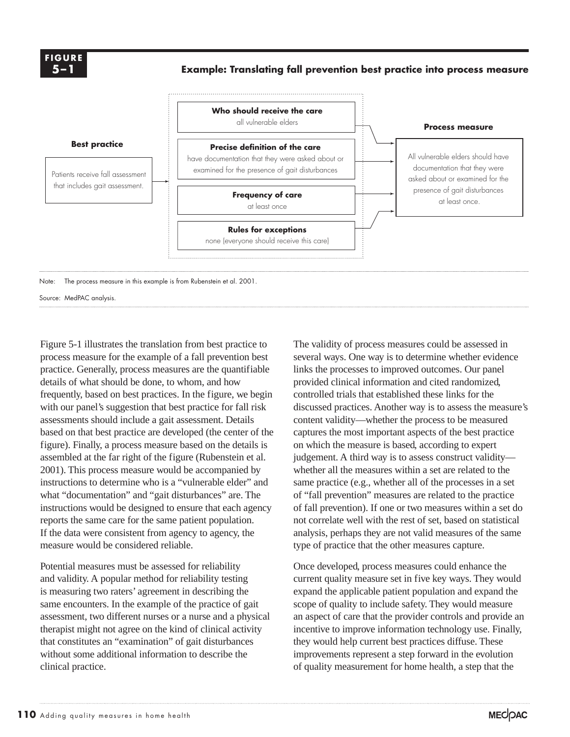**FIGURE 5–1**

**Example: Translating fall prevention best practice into process measure**

**Best practice**

Patients receive fall assessment that includes gait assessment.

**Who should receive the care**
all vulnerable elders

**Precise definition of the care**
have documentation that they were asked about or examined for the presence of gait disturbances

**Frequency of care**
at least once

**Rules for exceptions**
none (everyone should receive this care)

**Process measure**

All vulnerable elders should have documentation that they were asked about or examined for the presence of gait disturbances at least once.

Note: The process measure in this example is from Rubenstein et al. 2001.

Source: MedPAC analysis.

Figure 5-1 illustrates the translation from best practice to process measure for the example of a fall prevention best practice. Generally, process measures are the quantifiable details of what should be done, to whom, and how frequently, based on best practices. In the figure, we begin with our panel's suggestion that best practice for fall risk assessments should include a gait assessment. Details based on that best practice are developed (the center of the figure). Finally, a process measure based on the details is assembled at the far right of the figure (Rubenstein et al. 2001). This process measure would be accompanied by instructions to determine who is a "vulnerable elder" and what "documentation" and "gait disturbances" are. The instructions would be designed to ensure that each agency reports the same care for the same patient population. If the data were consistent from agency to agency, the measure would be considered reliable.

Potential measures must be assessed for reliability and validity. A popular method for reliability testing is measuring two raters' agreement in describing the same encounters. In the example of the practice of gait assessment, two different nurses or a nurse and a physical therapist might not agree on the kind of clinical activity that constitutes an "examination" of gait disturbances without some additional information to describe the clinical practice.

The validity of process measures could be assessed in several ways. One way is to determine whether evidence links the processes to improved outcomes. Our panel provided clinical information and cited randomized, controlled trials that established these links for the discussed practices. Another way is to assess the measure's content validity—whether the process to be measured captures the most important aspects of the best practice on which the measure is based, according to expert judgement. A third way is to assess construct validity—whether all the measures within a set are related to the same practice (e.g., whether all of the processes in a set of "fall prevention" measures are related to the practice of fall prevention). If one or two measures within a set do not correlate well with the rest of set, based on statistical analysis, perhaps they are not valid measures of the same type of practice that the other measures capture.

Once developed, process measures could enhance the current quality measure set in five key ways. They would expand the applicable patient population and expand the scope of quality to include safety. They would measure an aspect of care that the provider controls and provide an incentive to improve information technology use. Finally, they would help current best practices diffuse. These improvements represent a step forward in the evolution of quality measurement for home health, a step that the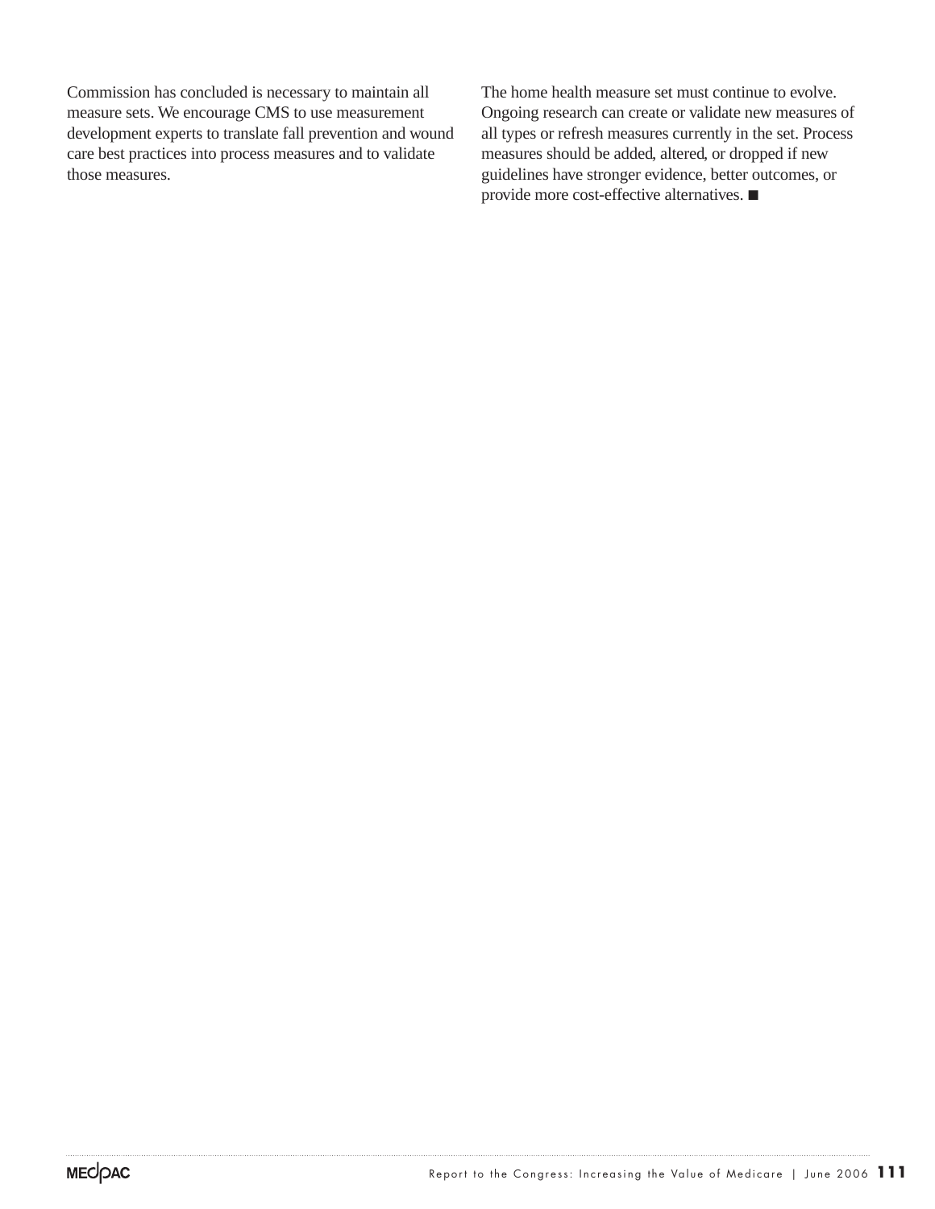Commission has concluded is necessary to maintain all measure sets. We encourage CMS to use measurement development experts to translate fall prevention and wound care best practices into process measures and to validate those measures.

The home health measure set must continue to evolve. Ongoing research can create or validate new measures of all types or refresh measures currently in the set. Process measures should be added, altered, or dropped if new guidelines have stronger evidence, better outcomes, or provide more cost-effective alternatives. ■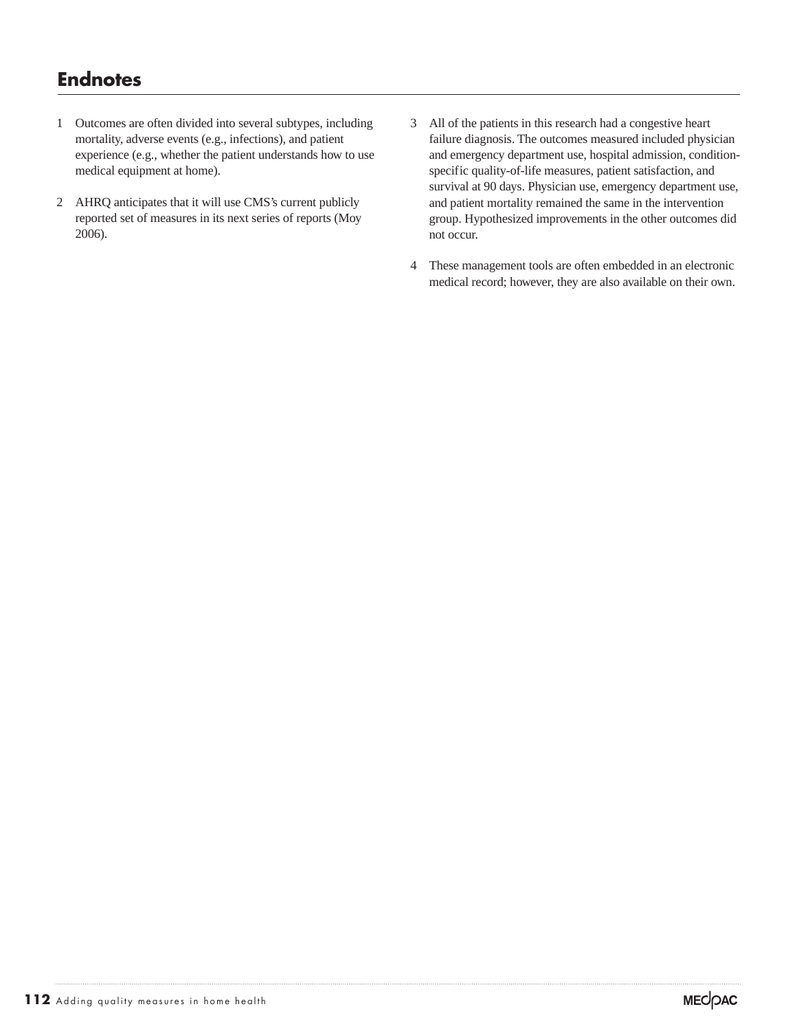## Endnotes

1 Outcomes are often divided into several subtypes, including mortality, adverse events (e.g., infections), and patient experience (e.g., whether the patient understands how to use medical equipment at home).

2 AHRQ anticipates that it will use CMS's current publicly reported set of measures in its next series of reports (Moy 2006).

3 All of the patients in this research had a congestive heart failure diagnosis. The outcomes measured included physician and emergency department use, hospital admission, condition-specific quality-of-life measures, patient satisfaction, and survival at 90 days. Physician use, emergency department use, and patient mortality remained the same in the intervention group. Hypothesized improvements in the other outcomes did not occur.

4 These management tools are often embedded in an electronic medical record; however, they are also available on their own.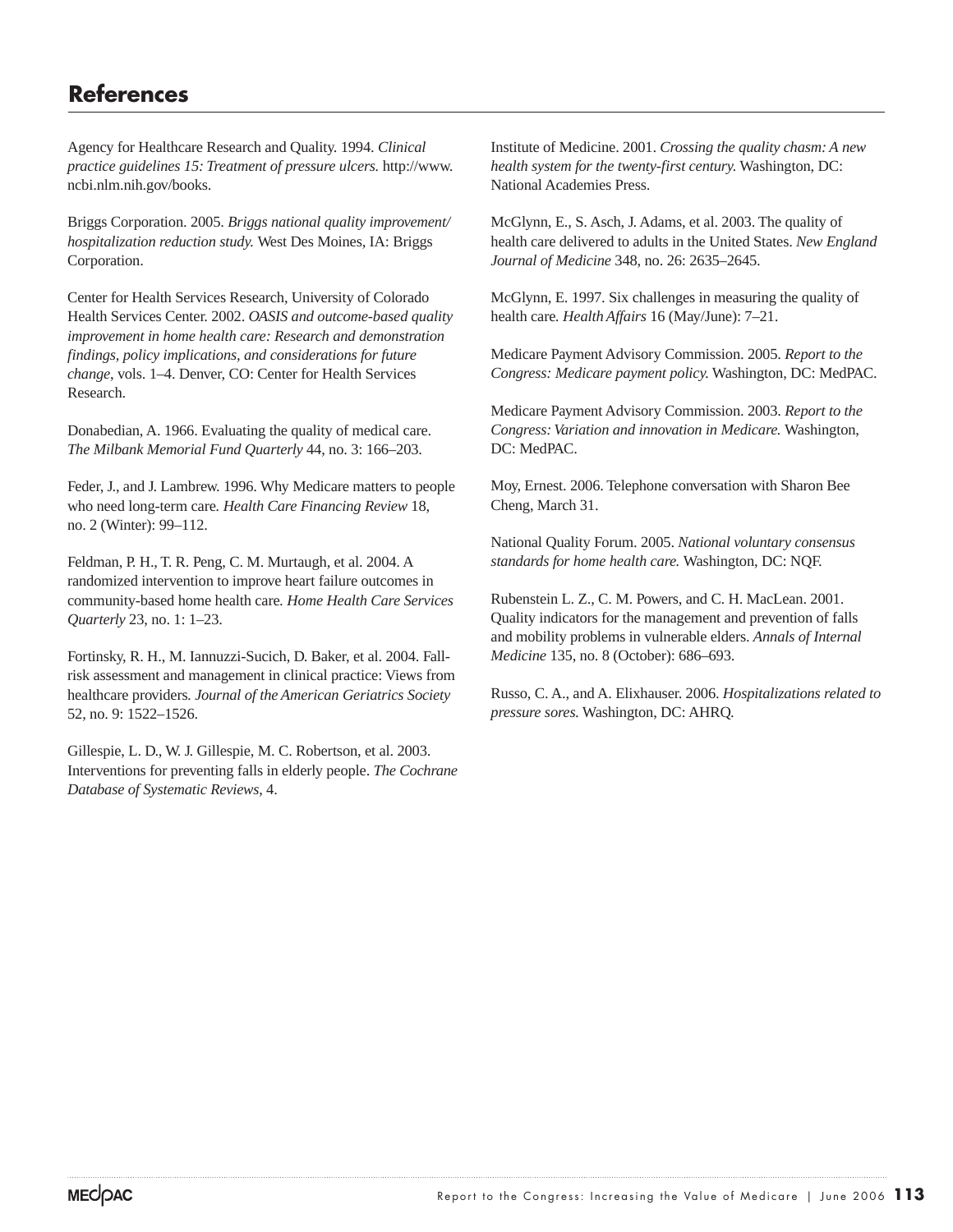# References

Agency for Healthcare Research and Quality. 1994. *Clinical practice guidelines 15: Treatment of pressure ulcers.* http://www.ncbi.nlm.nih.gov/books.

Briggs Corporation. 2005. *Briggs national quality improvement/hospitalization reduction study.* West Des Moines, IA: Briggs Corporation.

Center for Health Services Research, University of Colorado Health Services Center. 2002. *OASIS and outcome-based quality improvement in home health care: Research and demonstration findings, policy implications, and considerations for future change*, vols. 1–4. Denver, CO: Center for Health Services Research.

Donabedian, A. 1966. Evaluating the quality of medical care. *The Milbank Memorial Fund Quarterly* 44, no. 3: 166–203.

Feder, J., and J. Lambrew. 1996. Why Medicare matters to people who need long-term care. *Health Care Financing Review* 18, no. 2 (Winter): 99–112.

Feldman, P. H., T. R. Peng, C. M. Murtaugh, et al. 2004. A randomized intervention to improve heart failure outcomes in community-based home health care. *Home Health Care Services Quarterly* 23, no. 1: 1–23.

Fortinsky, R. H., M. Iannuzzi-Sucich, D. Baker, et al. 2004. Fall-risk assessment and management in clinical practice: Views from healthcare providers. *Journal of the American Geriatrics Society* 52, no. 9: 1522–1526.

Gillespie, L. D., W. J. Gillespie, M. C. Robertson, et al. 2003. Interventions for preventing falls in elderly people. *The Cochrane Database of Systematic Reviews*, 4.

Institute of Medicine. 2001. *Crossing the quality chasm: A new health system for the twenty-first century.* Washington, DC: National Academies Press.

McGlynn, E., S. Asch, J. Adams, et al. 2003. The quality of health care delivered to adults in the United States. *New England Journal of Medicine* 348, no. 26: 2635–2645.

McGlynn, E. 1997. Six challenges in measuring the quality of health care. *Health Affairs* 16 (May/June): 7–21.

Medicare Payment Advisory Commission. 2005. *Report to the Congress: Medicare payment policy.* Washington, DC: MedPAC.

Medicare Payment Advisory Commission. 2003. *Report to the Congress: Variation and innovation in Medicare.* Washington, DC: MedPAC.

Moy, Ernest. 2006. Telephone conversation with Sharon Bee Cheng, March 31.

National Quality Forum. 2005. *National voluntary consensus standards for home health care.* Washington, DC: NQF.

Rubenstein L. Z., C. M. Powers, and C. H. MacLean. 2001. Quality indicators for the management and prevention of falls and mobility problems in vulnerable elders. *Annals of Internal Medicine* 135, no. 8 (October): 686–693.

Russo, C. A., and A. Elixhauser. 2006. *Hospitalizations related to pressure sores.* Washington, DC: AHRQ.